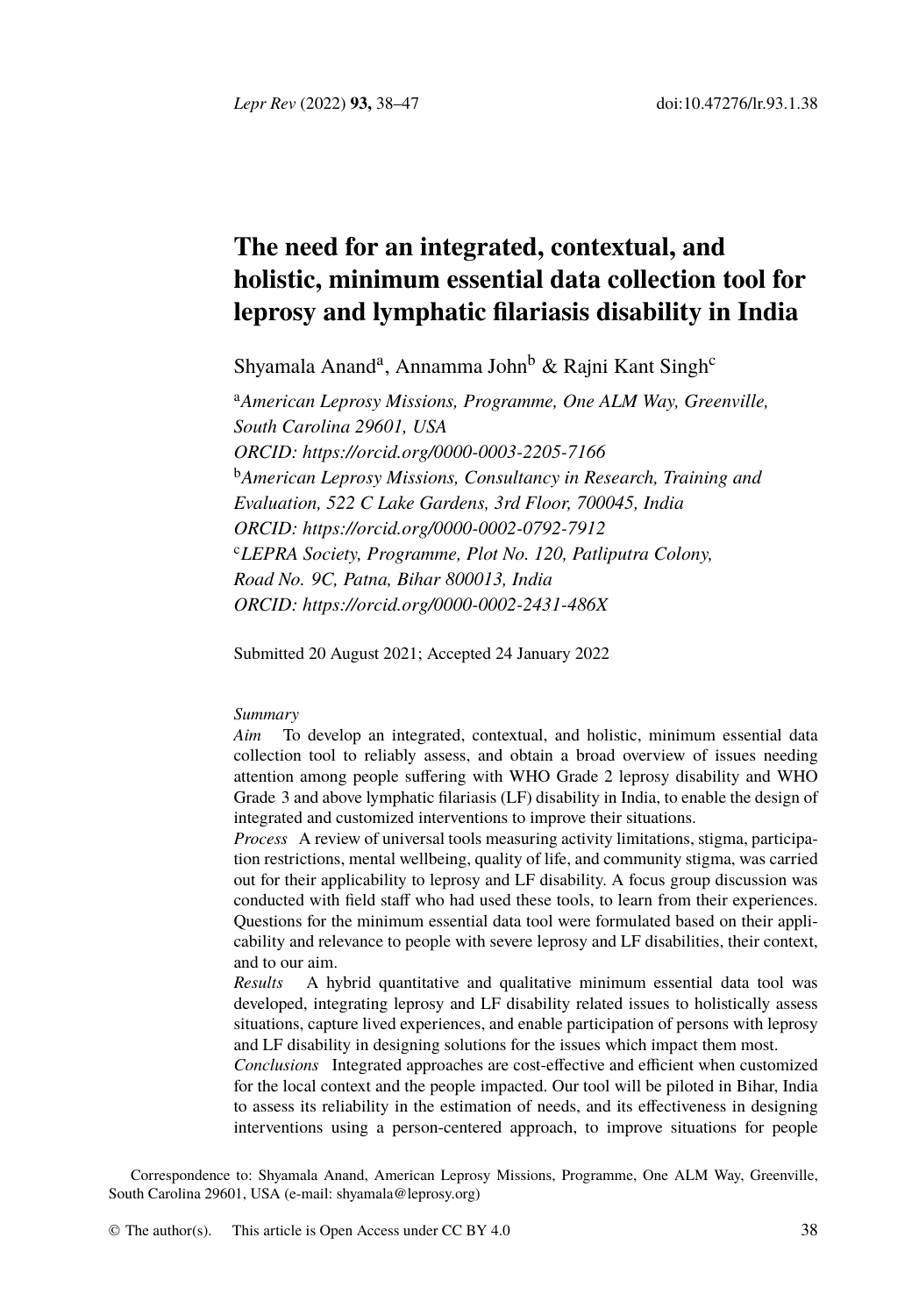# The need for an integrated, contextual, and holistic, minimum essential data collection tool for leprosy and lymphatic filariasis disability in India

Shyamala Anand[a], Annamma John[b] & Rajni Kant Singh[c]

[a]*American Leprosy Missions, Programme, One ALM Way, Greenville, South Carolina 29601, USA*
*ORCID: https://orcid.org/0000-0003-2205-7166*
[b]*American Leprosy Missions, Consultancy in Research, Training and Evaluation, 522 C Lake Gardens, 3rd Floor, 700045, India*
*ORCID: https://orcid.org/0000-0002-0792-7912*
[c]*LEPRA Society, Programme, Plot No. 120, Patliputra Colony, Road No. 9C, Patna, Bihar 800013, India*
*ORCID: https://orcid.org/0000-0002-2431-486X*

Submitted 20 August 2021; Accepted 24 January 2022

*Summary*

*Aim* To develop an integrated, contextual, and holistic, minimum essential data collection tool to reliably assess, and obtain a broad overview of issues needing attention among people suffering with WHO Grade 2 leprosy disability and WHO Grade 3 and above lymphatic filariasis (LF) disability in India, to enable the design of integrated and customized interventions to improve their situations.

*Process* A review of universal tools measuring activity limitations, stigma, participation restrictions, mental wellbeing, quality of life, and community stigma, was carried out for their applicability to leprosy and LF disability. A focus group discussion was conducted with field staff who had used these tools, to learn from their experiences. Questions for the minimum essential data tool were formulated based on their applicability and relevance to people with severe leprosy and LF disabilities, their context, and to our aim.

*Results* A hybrid quantitative and qualitative minimum essential data tool was developed, integrating leprosy and LF disability related issues to holistically assess situations, capture lived experiences, and enable participation of persons with leprosy and LF disability in designing solutions for the issues which impact them most.

*Conclusions* Integrated approaches are cost-effective and efficient when customized for the local context and the people impacted. Our tool will be piloted in Bihar, India to assess its reliability in the estimation of needs, and its effectiveness in designing interventions using a person-centered approach, to improve situations for people

Correspondence to: Shyamala Anand, American Leprosy Missions, Programme, One ALM Way, Greenville, South Carolina 29601, USA (e-mail: shyamala@leprosy.org)

© The author(s). This article is Open Access under CC BY 4.0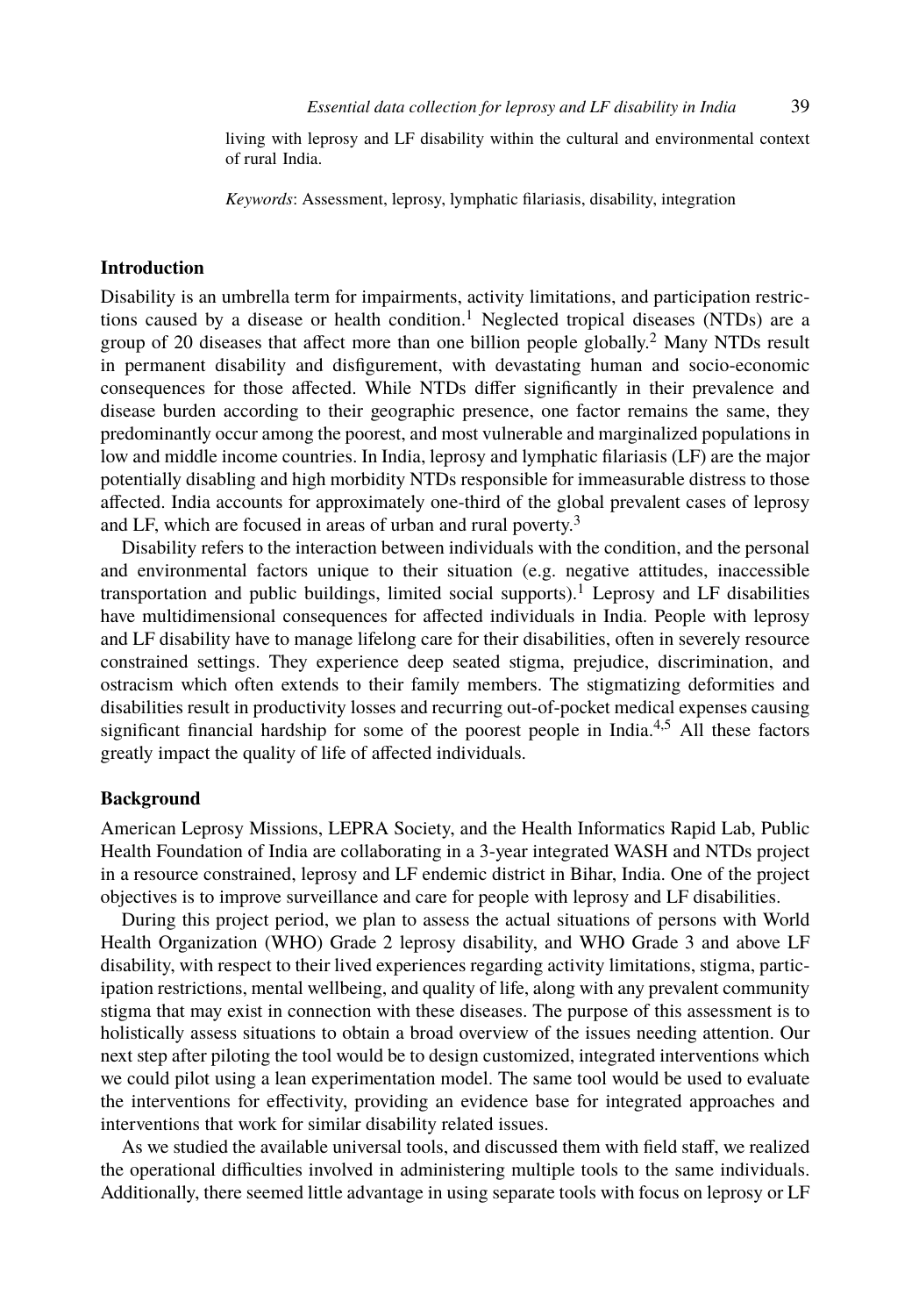living with leprosy and LF disability within the cultural and environmental context of rural India.

*Keywords*: Assessment, leprosy, lymphatic filariasis, disability, integration

## Introduction

Disability is an umbrella term for impairments, activity limitations, and participation restrictions caused by a disease or health condition.[1] Neglected tropical diseases (NTDs) are a group of 20 diseases that affect more than one billion people globally.[2] Many NTDs result in permanent disability and disfigurement, with devastating human and socio-economic consequences for those affected. While NTDs differ significantly in their prevalence and disease burden according to their geographic presence, one factor remains the same, they predominantly occur among the poorest, and most vulnerable and marginalized populations in low and middle income countries. In India, leprosy and lymphatic filariasis (LF) are the major potentially disabling and high morbidity NTDs responsible for immeasurable distress to those affected. India accounts for approximately one-third of the global prevalent cases of leprosy and LF, which are focused in areas of urban and rural poverty.[3]

Disability refers to the interaction between individuals with the condition, and the personal and environmental factors unique to their situation (e.g. negative attitudes, inaccessible transportation and public buildings, limited social supports).[1] Leprosy and LF disabilities have multidimensional consequences for affected individuals in India. People with leprosy and LF disability have to manage lifelong care for their disabilities, often in severely resource constrained settings. They experience deep seated stigma, prejudice, discrimination, and ostracism which often extends to their family members. The stigmatizing deformities and disabilities result in productivity losses and recurring out-of-pocket medical expenses causing significant financial hardship for some of the poorest people in India.[4,5] All these factors greatly impact the quality of life of affected individuals.

## Background

American Leprosy Missions, LEPRA Society, and the Health Informatics Rapid Lab, Public Health Foundation of India are collaborating in a 3-year integrated WASH and NTDs project in a resource constrained, leprosy and LF endemic district in Bihar, India. One of the project objectives is to improve surveillance and care for people with leprosy and LF disabilities.

During this project period, we plan to assess the actual situations of persons with World Health Organization (WHO) Grade 2 leprosy disability, and WHO Grade 3 and above LF disability, with respect to their lived experiences regarding activity limitations, stigma, participation restrictions, mental wellbeing, and quality of life, along with any prevalent community stigma that may exist in connection with these diseases. The purpose of this assessment is to holistically assess situations to obtain a broad overview of the issues needing attention. Our next step after piloting the tool would be to design customized, integrated interventions which we could pilot using a lean experimentation model. The same tool would be used to evaluate the interventions for effectivity, providing an evidence base for integrated approaches and interventions that work for similar disability related issues.

As we studied the available universal tools, and discussed them with field staff, we realized the operational difficulties involved in administering multiple tools to the same individuals. Additionally, there seemed little advantage in using separate tools with focus on leprosy or LF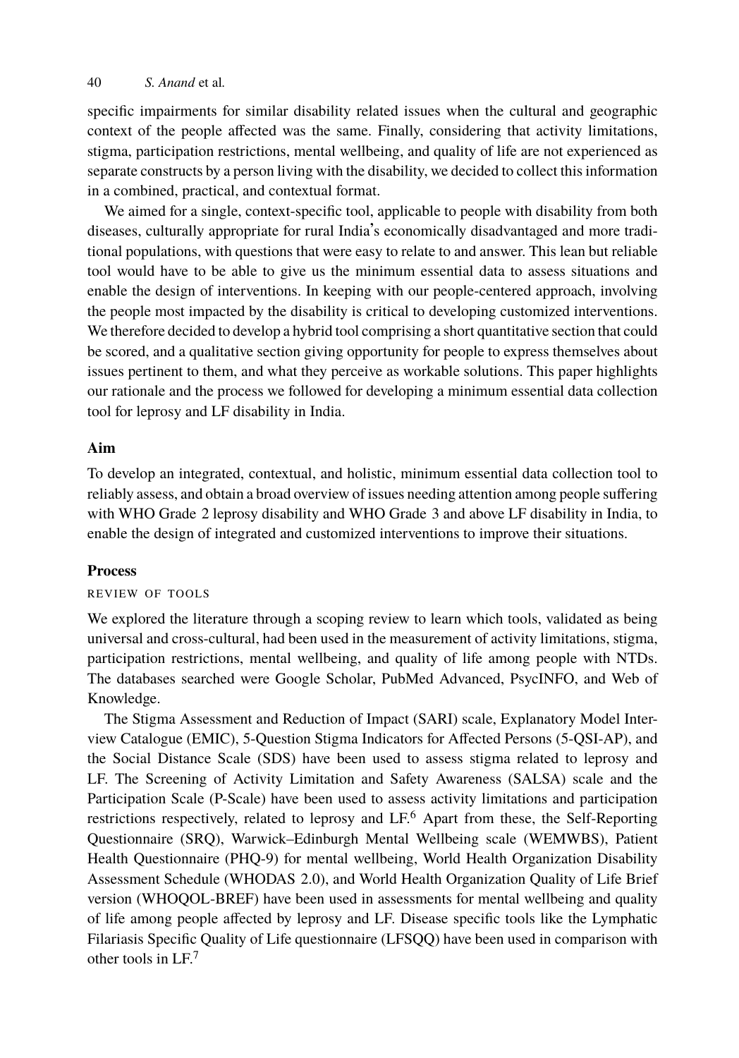specific impairments for similar disability related issues when the cultural and geographic context of the people affected was the same. Finally, considering that activity limitations, stigma, participation restrictions, mental wellbeing, and quality of life are not experienced as separate constructs by a person living with the disability, we decided to collect this information in a combined, practical, and contextual format.

We aimed for a single, context-specific tool, applicable to people with disability from both diseases, culturally appropriate for rural India's economically disadvantaged and more traditional populations, with questions that were easy to relate to and answer. This lean but reliable tool would have to be able to give us the minimum essential data to assess situations and enable the design of interventions. In keeping with our people-centered approach, involving the people most impacted by the disability is critical to developing customized interventions. We therefore decided to develop a hybrid tool comprising a short quantitative section that could be scored, and a qualitative section giving opportunity for people to express themselves about issues pertinent to them, and what they perceive as workable solutions. This paper highlights our rationale and the process we followed for developing a minimum essential data collection tool for leprosy and LF disability in India.

## Aim

To develop an integrated, contextual, and holistic, minimum essential data collection tool to reliably assess, and obtain a broad overview of issues needing attention among people suffering with WHO Grade 2 leprosy disability and WHO Grade 3 and above LF disability in India, to enable the design of integrated and customized interventions to improve their situations.

## Process

### REVIEW OF TOOLS

We explored the literature through a scoping review to learn which tools, validated as being universal and cross-cultural, had been used in the measurement of activity limitations, stigma, participation restrictions, mental wellbeing, and quality of life among people with NTDs. The databases searched were Google Scholar, PubMed Advanced, PsycINFO, and Web of Knowledge.

The Stigma Assessment and Reduction of Impact (SARI) scale, Explanatory Model Interview Catalogue (EMIC), 5-Question Stigma Indicators for Affected Persons (5-QSI-AP), and the Social Distance Scale (SDS) have been used to assess stigma related to leprosy and LF. The Screening of Activity Limitation and Safety Awareness (SALSA) scale and the Participation Scale (P-Scale) have been used to assess activity limitations and participation restrictions respectively, related to leprosy and LF.[6] Apart from these, the Self-Reporting Questionnaire (SRQ), Warwick–Edinburgh Mental Wellbeing scale (WEMWBS), Patient Health Questionnaire (PHQ-9) for mental wellbeing, World Health Organization Disability Assessment Schedule (WHODAS 2.0), and World Health Organization Quality of Life Brief version (WHOQOL-BREF) have been used in assessments for mental wellbeing and quality of life among people affected by leprosy and LF. Disease specific tools like the Lymphatic Filariasis Specific Quality of Life questionnaire (LFSQQ) have been used in comparison with other tools in LF.[7]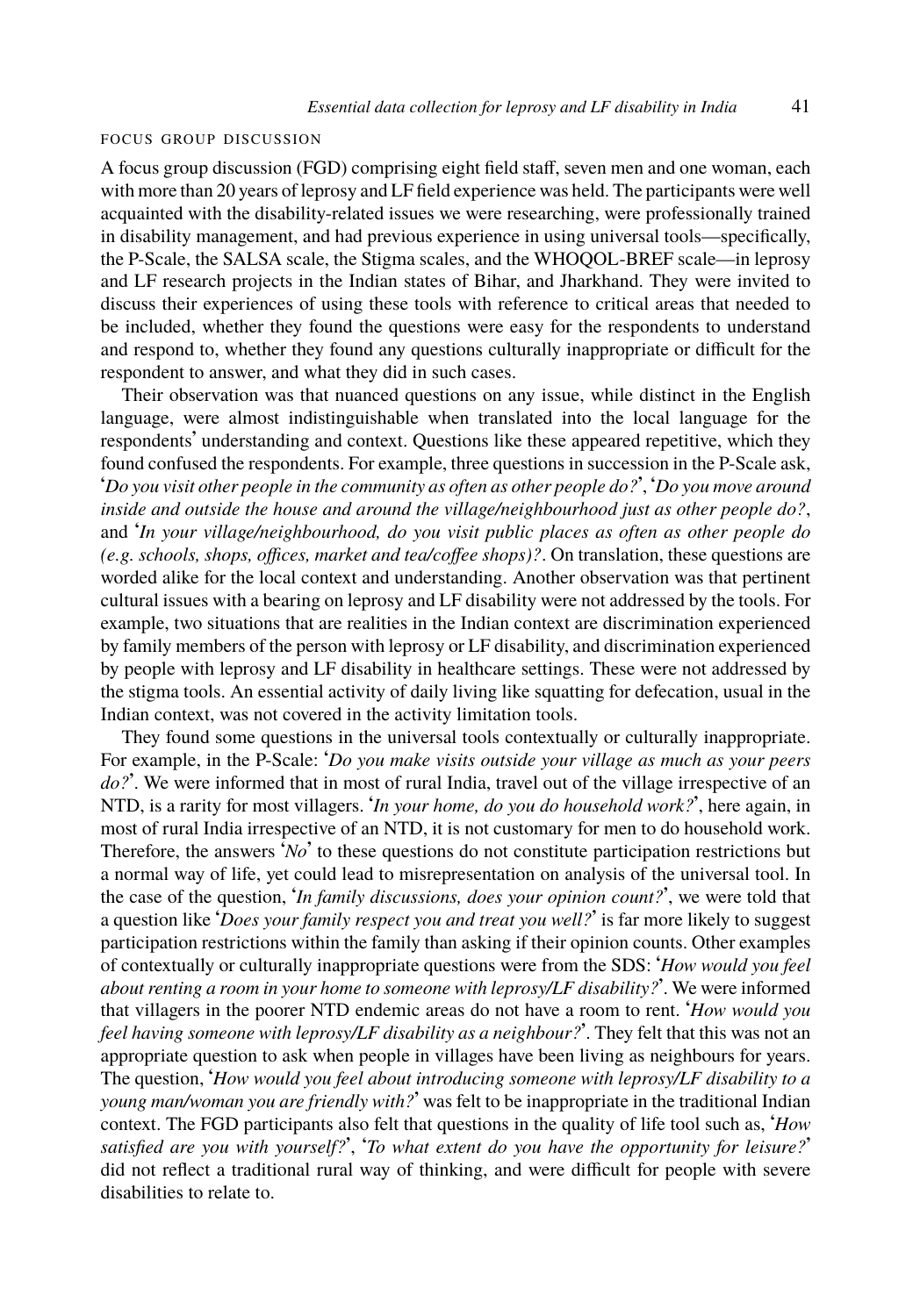### FOCUS GROUP DISCUSSION

A focus group discussion (FGD) comprising eight field staff, seven men and one woman, each with more than 20 years of leprosy and LF field experience was held. The participants were well acquainted with the disability-related issues we were researching, were professionally trained in disability management, and had previous experience in using universal tools—specifically, the P-Scale, the SALSA scale, the Stigma scales, and the WHOQOL-BREF scale—in leprosy and LF research projects in the Indian states of Bihar, and Jharkhand. They were invited to discuss their experiences of using these tools with reference to critical areas that needed to be included, whether they found the questions were easy for the respondents to understand and respond to, whether they found any questions culturally inappropriate or difficult for the respondent to answer, and what they did in such cases.

Their observation was that nuanced questions on any issue, while distinct in the English language, were almost indistinguishable when translated into the local language for the respondents' understanding and context. Questions like these appeared repetitive, which they found confused the respondents. For example, three questions in succession in the P-Scale ask, '*Do you visit other people in the community as often as other people do?*', '*Do you move around inside and outside the house and around the village/neighbourhood just as other people do?*, and '*In your village/neighbourhood, do you visit public places as often as other people do (e.g. schools, shops, offices, market and tea/coffee shops)?*. On translation, these questions are worded alike for the local context and understanding. Another observation was that pertinent cultural issues with a bearing on leprosy and LF disability were not addressed by the tools. For example, two situations that are realities in the Indian context are discrimination experienced by family members of the person with leprosy or LF disability, and discrimination experienced by people with leprosy and LF disability in healthcare settings. These were not addressed by the stigma tools. An essential activity of daily living like squatting for defecation, usual in the Indian context, was not covered in the activity limitation tools.

They found some questions in the universal tools contextually or culturally inappropriate. For example, in the P-Scale: '*Do you make visits outside your village as much as your peers do?*'. We were informed that in most of rural India, travel out of the village irrespective of an NTD, is a rarity for most villagers. '*In your home, do you do household work?*', here again, in most of rural India irrespective of an NTD, it is not customary for men to do household work. Therefore, the answers '*No*' to these questions do not constitute participation restrictions but a normal way of life, yet could lead to misrepresentation on analysis of the universal tool. In the case of the question, '*In family discussions, does your opinion count?*', we were told that a question like '*Does your family respect you and treat you well?*' is far more likely to suggest participation restrictions within the family than asking if their opinion counts. Other examples of contextually or culturally inappropriate questions were from the SDS: '*How would you feel about renting a room in your home to someone with leprosy/LF disability?*'. We were informed that villagers in the poorer NTD endemic areas do not have a room to rent. '*How would you feel having someone with leprosy/LF disability as a neighbour?*'. They felt that this was not an appropriate question to ask when people in villages have been living as neighbours for years. The question, '*How would you feel about introducing someone with leprosy/LF disability to a young man/woman you are friendly with?*' was felt to be inappropriate in the traditional Indian context. The FGD participants also felt that questions in the quality of life tool such as, '*How satisfied are you with yourself?*', '*To what extent do you have the opportunity for leisure?*' did not reflect a traditional rural way of thinking, and were difficult for people with severe disabilities to relate to.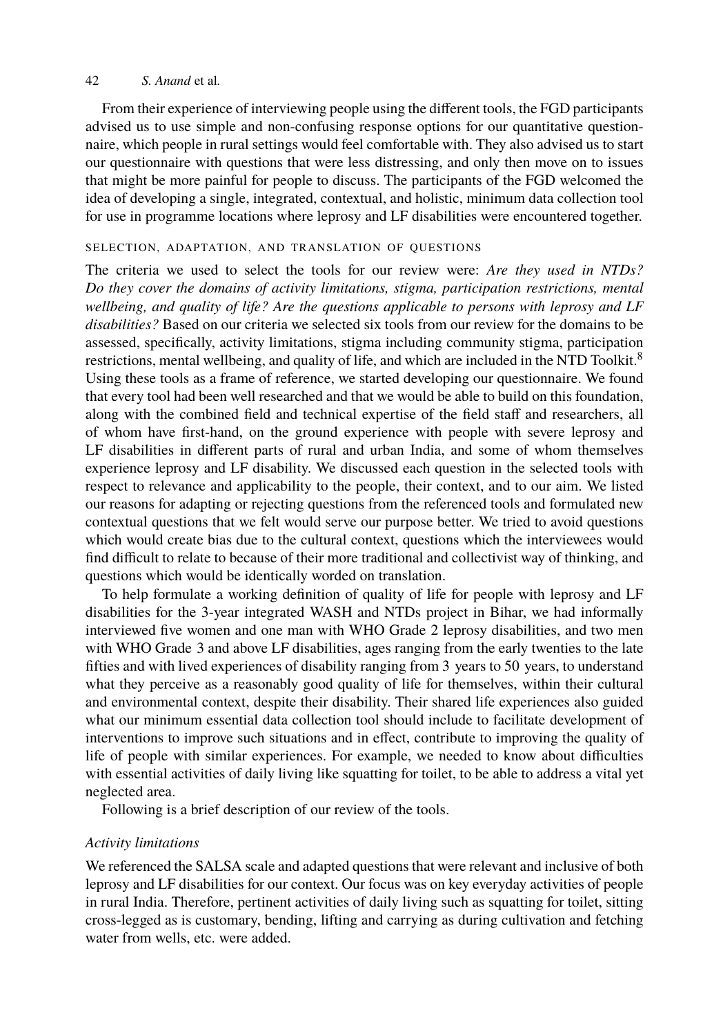From their experience of interviewing people using the different tools, the FGD participants advised us to use simple and non-confusing response options for our quantitative questionnaire, which people in rural settings would feel comfortable with. They also advised us to start our questionnaire with questions that were less distressing, and only then move on to issues that might be more painful for people to discuss. The participants of the FGD welcomed the idea of developing a single, integrated, contextual, and holistic, minimum data collection tool for use in programme locations where leprosy and LF disabilities were encountered together.

## SELECTION, ADAPTATION, AND TRANSLATION OF QUESTIONS

The criteria we used to select the tools for our review were: *Are they used in NTDs? Do they cover the domains of activity limitations, stigma, participation restrictions, mental wellbeing, and quality of life? Are the questions applicable to persons with leprosy and LF disabilities?* Based on our criteria we selected six tools from our review for the domains to be assessed, specifically, activity limitations, stigma including community stigma, participation restrictions, mental wellbeing, and quality of life, and which are included in the NTD Toolkit.[8] Using these tools as a frame of reference, we started developing our questionnaire. We found that every tool had been well researched and that we would be able to build on this foundation, along with the combined field and technical expertise of the field staff and researchers, all of whom have first-hand, on the ground experience with people with severe leprosy and LF disabilities in different parts of rural and urban India, and some of whom themselves experience leprosy and LF disability. We discussed each question in the selected tools with respect to relevance and applicability to the people, their context, and to our aim. We listed our reasons for adapting or rejecting questions from the referenced tools and formulated new contextual questions that we felt would serve our purpose better. We tried to avoid questions which would create bias due to the cultural context, questions which the interviewees would find difficult to relate to because of their more traditional and collectivist way of thinking, and questions which would be identically worded on translation.

To help formulate a working definition of quality of life for people with leprosy and LF disabilities for the 3-year integrated WASH and NTDs project in Bihar, we had informally interviewed five women and one man with WHO Grade 2 leprosy disabilities, and two men with WHO Grade 3 and above LF disabilities, ages ranging from the early twenties to the late fifties and with lived experiences of disability ranging from 3 years to 50 years, to understand what they perceive as a reasonably good quality of life for themselves, within their cultural and environmental context, despite their disability. Their shared life experiences also guided what our minimum essential data collection tool should include to facilitate development of interventions to improve such situations and in effect, contribute to improving the quality of life of people with similar experiences. For example, we needed to know about difficulties with essential activities of daily living like squatting for toilet, to be able to address a vital yet neglected area.

Following is a brief description of our review of the tools.

### *Activity limitations*

We referenced the SALSA scale and adapted questions that were relevant and inclusive of both leprosy and LF disabilities for our context. Our focus was on key everyday activities of people in rural India. Therefore, pertinent activities of daily living such as squatting for toilet, sitting cross-legged as is customary, bending, lifting and carrying as during cultivation and fetching water from wells, etc. were added.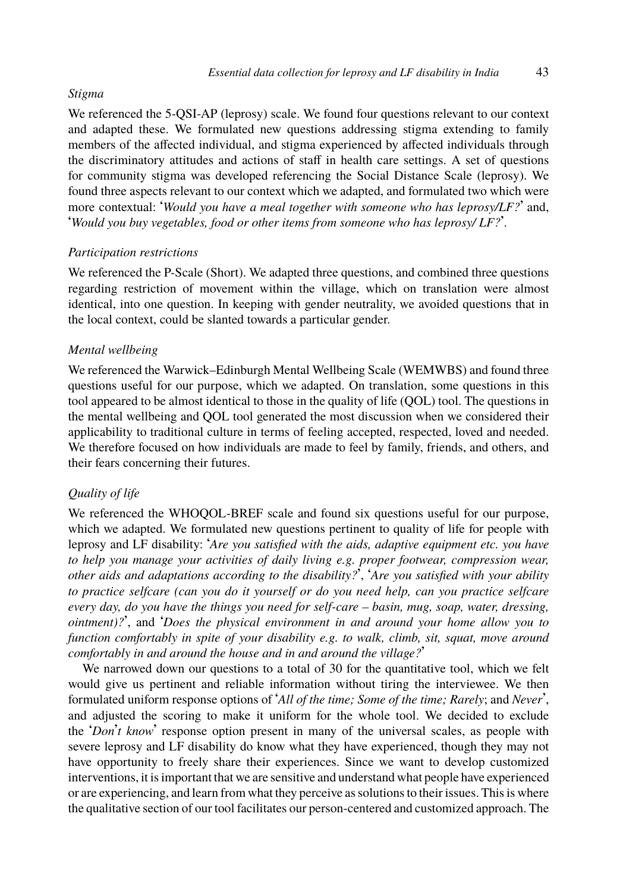*Stigma*

We referenced the 5-QSI-AP (leprosy) scale. We found four questions relevant to our context and adapted these. We formulated new questions addressing stigma extending to family members of the affected individual, and stigma experienced by affected individuals through the discriminatory attitudes and actions of staff in health care settings. A set of questions for community stigma was developed referencing the Social Distance Scale (leprosy). We found three aspects relevant to our context which we adapted, and formulated two which were more contextual: '*Would you have a meal together with someone who has leprosy/LF?*' and, '*Would you buy vegetables, food or other items from someone who has leprosy/ LF?*'.

*Participation restrictions*

We referenced the P-Scale (Short). We adapted three questions, and combined three questions regarding restriction of movement within the village, which on translation were almost identical, into one question. In keeping with gender neutrality, we avoided questions that in the local context, could be slanted towards a particular gender.

*Mental wellbeing*

We referenced the Warwick–Edinburgh Mental Wellbeing Scale (WEMWBS) and found three questions useful for our purpose, which we adapted. On translation, some questions in this tool appeared to be almost identical to those in the quality of life (QOL) tool. The questions in the mental wellbeing and QOL tool generated the most discussion when we considered their applicability to traditional culture in terms of feeling accepted, respected, loved and needed. We therefore focused on how individuals are made to feel by family, friends, and others, and their fears concerning their futures.

*Quality of life*

We referenced the WHOQOL-BREF scale and found six questions useful for our purpose, which we adapted. We formulated new questions pertinent to quality of life for people with leprosy and LF disability: '*Are you satisfied with the aids, adaptive equipment etc. you have to help you manage your activities of daily living e.g. proper footwear, compression wear, other aids and adaptations according to the disability?*', '*Are you satisfied with your ability to practice selfcare (can you do it yourself or do you need help, can you practice selfcare every day, do you have the things you need for self-care – basin, mug, soap, water, dressing, ointment)?*', and '*Does the physical environment in and around your home allow you to function comfortably in spite of your disability e.g. to walk, climb, sit, squat, move around comfortably in and around the house and in and around the village?*'

We narrowed down our questions to a total of 30 for the quantitative tool, which we felt would give us pertinent and reliable information without tiring the interviewee. We then formulated uniform response options of '*All of the time; Some of the time; Rarely*; and *Never*', and adjusted the scoring to make it uniform for the whole tool. We decided to exclude the '*Don't know*' response option present in many of the universal scales, as people with severe leprosy and LF disability do know what they have experienced, though they may not have opportunity to freely share their experiences. Since we want to develop customized interventions, it is important that we are sensitive and understand what people have experienced or are experiencing, and learn from what they perceive as solutions to their issues. This is where the qualitative section of our tool facilitates our person-centered and customized approach. The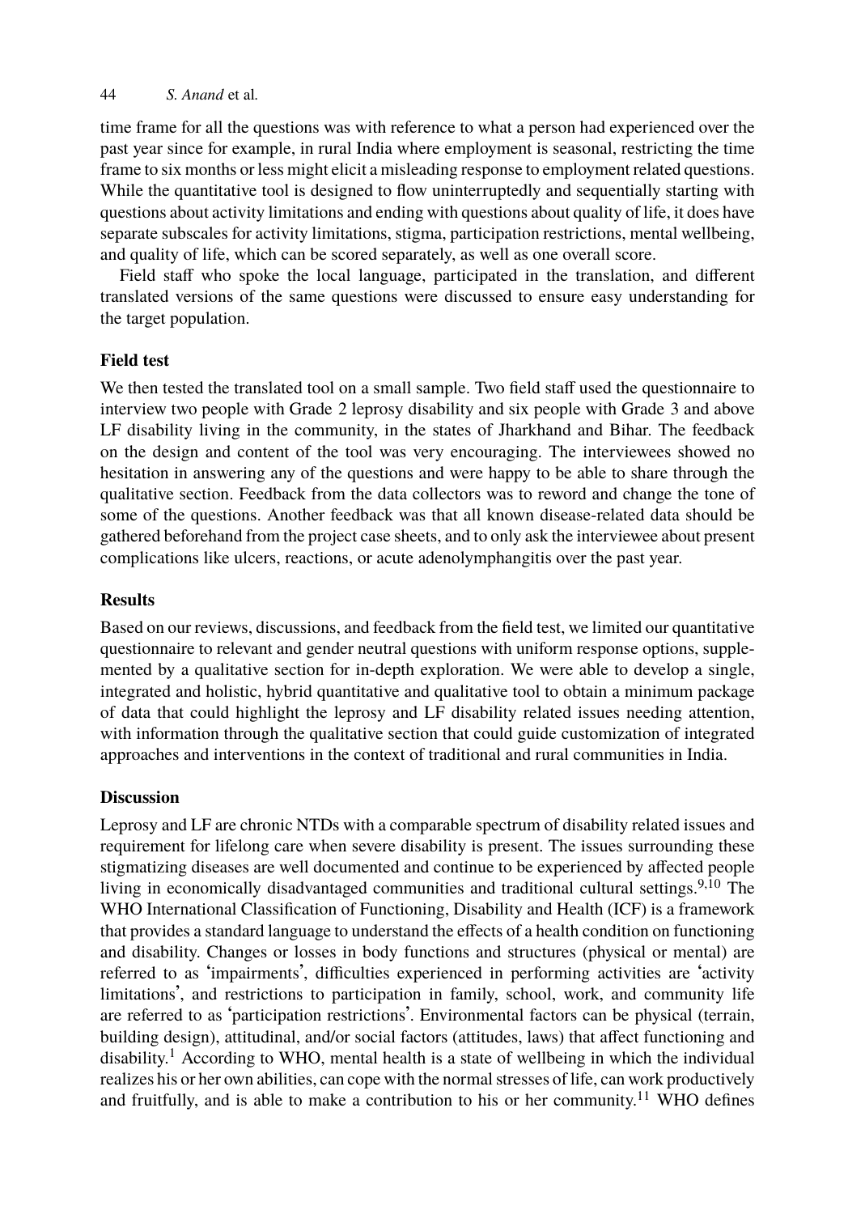time frame for all the questions was with reference to what a person had experienced over the past year since for example, in rural India where employment is seasonal, restricting the time frame to six months or less might elicit a misleading response to employment related questions. While the quantitative tool is designed to flow uninterruptedly and sequentially starting with questions about activity limitations and ending with questions about quality of life, it does have separate subscales for activity limitations, stigma, participation restrictions, mental wellbeing, and quality of life, which can be scored separately, as well as one overall score.

Field staff who spoke the local language, participated in the translation, and different translated versions of the same questions were discussed to ensure easy understanding for the target population.

### Field test

We then tested the translated tool on a small sample. Two field staff used the questionnaire to interview two people with Grade 2 leprosy disability and six people with Grade 3 and above LF disability living in the community, in the states of Jharkhand and Bihar. The feedback on the design and content of the tool was very encouraging. The interviewees showed no hesitation in answering any of the questions and were happy to be able to share through the qualitative section. Feedback from the data collectors was to reword and change the tone of some of the questions. Another feedback was that all known disease-related data should be gathered beforehand from the project case sheets, and to only ask the interviewee about present complications like ulcers, reactions, or acute adenolymphangitis over the past year.

## Results

Based on our reviews, discussions, and feedback from the field test, we limited our quantitative questionnaire to relevant and gender neutral questions with uniform response options, supplemented by a qualitative section for in-depth exploration. We were able to develop a single, integrated and holistic, hybrid quantitative and qualitative tool to obtain a minimum package of data that could highlight the leprosy and LF disability related issues needing attention, with information through the qualitative section that could guide customization of integrated approaches and interventions in the context of traditional and rural communities in India.

## Discussion

Leprosy and LF are chronic NTDs with a comparable spectrum of disability related issues and requirement for lifelong care when severe disability is present. The issues surrounding these stigmatizing diseases are well documented and continue to be experienced by affected people living in economically disadvantaged communities and traditional cultural settings.[9,10] The WHO International Classification of Functioning, Disability and Health (ICF) is a framework that provides a standard language to understand the effects of a health condition on functioning and disability. Changes or losses in body functions and structures (physical or mental) are referred to as 'impairments', difficulties experienced in performing activities are 'activity limitations', and restrictions to participation in family, school, work, and community life are referred to as 'participation restrictions'. Environmental factors can be physical (terrain, building design), attitudinal, and/or social factors (attitudes, laws) that affect functioning and disability.[1] According to WHO, mental health is a state of wellbeing in which the individual realizes his or her own abilities, can cope with the normal stresses of life, can work productively and fruitfully, and is able to make a contribution to his or her community.[11] WHO defines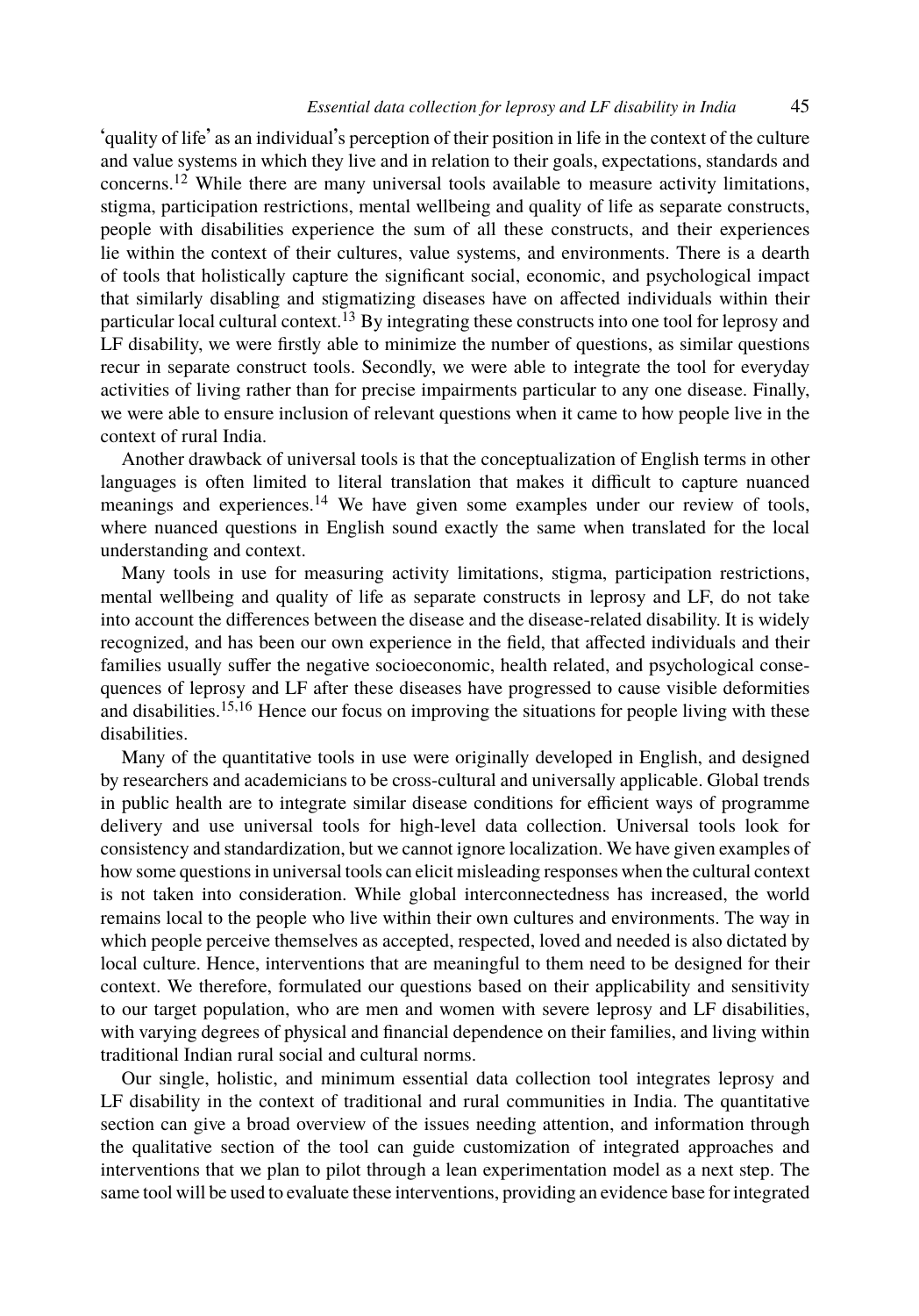'quality of life' as an individual's perception of their position in life in the context of the culture and value systems in which they live and in relation to their goals, expectations, standards and concerns.[12] While there are many universal tools available to measure activity limitations, stigma, participation restrictions, mental wellbeing and quality of life as separate constructs, people with disabilities experience the sum of all these constructs, and their experiences lie within the context of their cultures, value systems, and environments. There is a dearth of tools that holistically capture the significant social, economic, and psychological impact that similarly disabling and stigmatizing diseases have on affected individuals within their particular local cultural context.[13] By integrating these constructs into one tool for leprosy and LF disability, we were firstly able to minimize the number of questions, as similar questions recur in separate construct tools. Secondly, we were able to integrate the tool for everyday activities of living rather than for precise impairments particular to any one disease. Finally, we were able to ensure inclusion of relevant questions when it came to how people live in the context of rural India.

Another drawback of universal tools is that the conceptualization of English terms in other languages is often limited to literal translation that makes it difficult to capture nuanced meanings and experiences.[14] We have given some examples under our review of tools, where nuanced questions in English sound exactly the same when translated for the local understanding and context.

Many tools in use for measuring activity limitations, stigma, participation restrictions, mental wellbeing and quality of life as separate constructs in leprosy and LF, do not take into account the differences between the disease and the disease-related disability. It is widely recognized, and has been our own experience in the field, that affected individuals and their families usually suffer the negative socioeconomic, health related, and psychological consequences of leprosy and LF after these diseases have progressed to cause visible deformities and disabilities.[15,16] Hence our focus on improving the situations for people living with these disabilities.

Many of the quantitative tools in use were originally developed in English, and designed by researchers and academicians to be cross-cultural and universally applicable. Global trends in public health are to integrate similar disease conditions for efficient ways of programme delivery and use universal tools for high-level data collection. Universal tools look for consistency and standardization, but we cannot ignore localization. We have given examples of how some questions in universal tools can elicit misleading responses when the cultural context is not taken into consideration. While global interconnectedness has increased, the world remains local to the people who live within their own cultures and environments. The way in which people perceive themselves as accepted, respected, loved and needed is also dictated by local culture. Hence, interventions that are meaningful to them need to be designed for their context. We therefore, formulated our questions based on their applicability and sensitivity to our target population, who are men and women with severe leprosy and LF disabilities, with varying degrees of physical and financial dependence on their families, and living within traditional Indian rural social and cultural norms.

Our single, holistic, and minimum essential data collection tool integrates leprosy and LF disability in the context of traditional and rural communities in India. The quantitative section can give a broad overview of the issues needing attention, and information through the qualitative section of the tool can guide customization of integrated approaches and interventions that we plan to pilot through a lean experimentation model as a next step. The same tool will be used to evaluate these interventions, providing an evidence base for integrated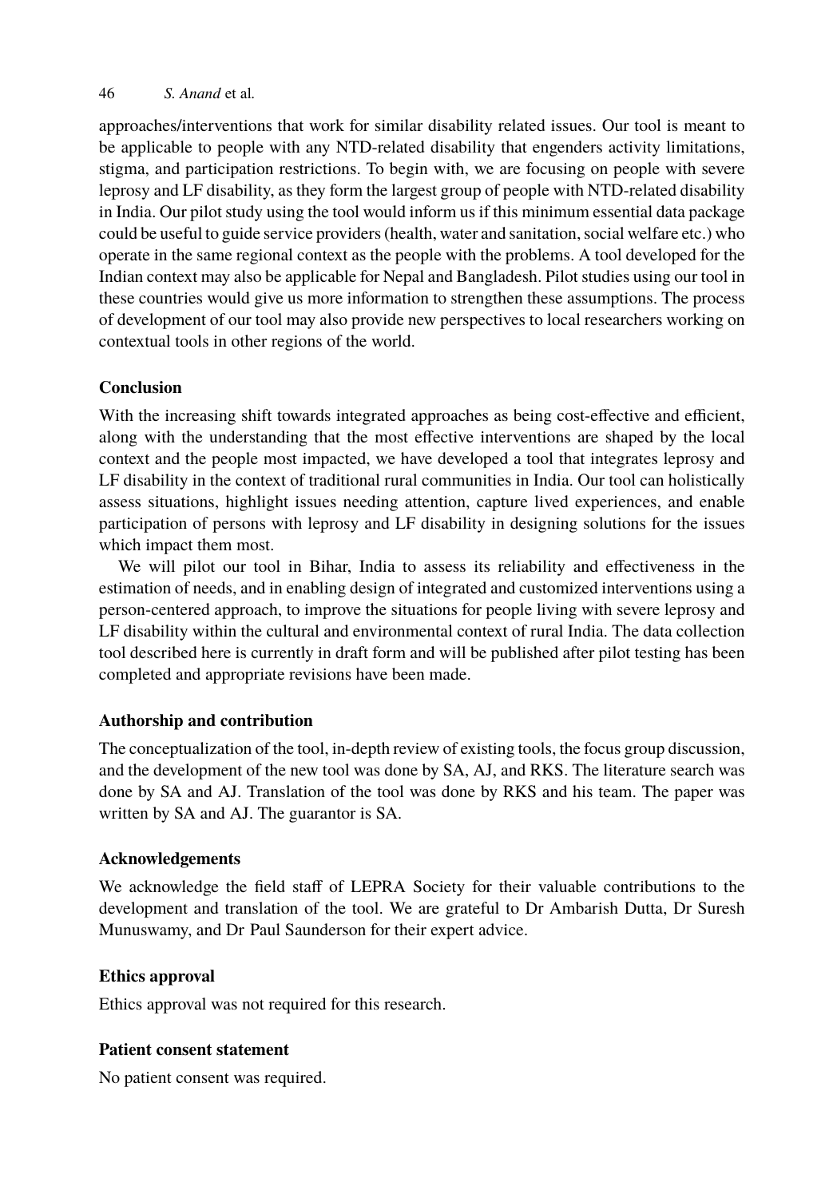approaches/interventions that work for similar disability related issues. Our tool is meant to be applicable to people with any NTD-related disability that engenders activity limitations, stigma, and participation restrictions. To begin with, we are focusing on people with severe leprosy and LF disability, as they form the largest group of people with NTD-related disability in India. Our pilot study using the tool would inform us if this minimum essential data package could be useful to guide service providers (health, water and sanitation, social welfare etc.) who operate in the same regional context as the people with the problems. A tool developed for the Indian context may also be applicable for Nepal and Bangladesh. Pilot studies using our tool in these countries would give us more information to strengthen these assumptions. The process of development of our tool may also provide new perspectives to local researchers working on contextual tools in other regions of the world.

## Conclusion

With the increasing shift towards integrated approaches as being cost-effective and efficient, along with the understanding that the most effective interventions are shaped by the local context and the people most impacted, we have developed a tool that integrates leprosy and LF disability in the context of traditional rural communities in India. Our tool can holistically assess situations, highlight issues needing attention, capture lived experiences, and enable participation of persons with leprosy and LF disability in designing solutions for the issues which impact them most.

We will pilot our tool in Bihar, India to assess its reliability and effectiveness in the estimation of needs, and in enabling design of integrated and customized interventions using a person-centered approach, to improve the situations for people living with severe leprosy and LF disability within the cultural and environmental context of rural India. The data collection tool described here is currently in draft form and will be published after pilot testing has been completed and appropriate revisions have been made.

## Authorship and contribution

The conceptualization of the tool, in-depth review of existing tools, the focus group discussion, and the development of the new tool was done by SA, AJ, and RKS. The literature search was done by SA and AJ. Translation of the tool was done by RKS and his team. The paper was written by SA and AJ. The guarantor is SA.

## Acknowledgements

We acknowledge the field staff of LEPRA Society for their valuable contributions to the development and translation of the tool. We are grateful to Dr Ambarish Dutta, Dr Suresh Munuswamy, and Dr Paul Saunderson for their expert advice.

## Ethics approval

Ethics approval was not required for this research.

## Patient consent statement

No patient consent was required.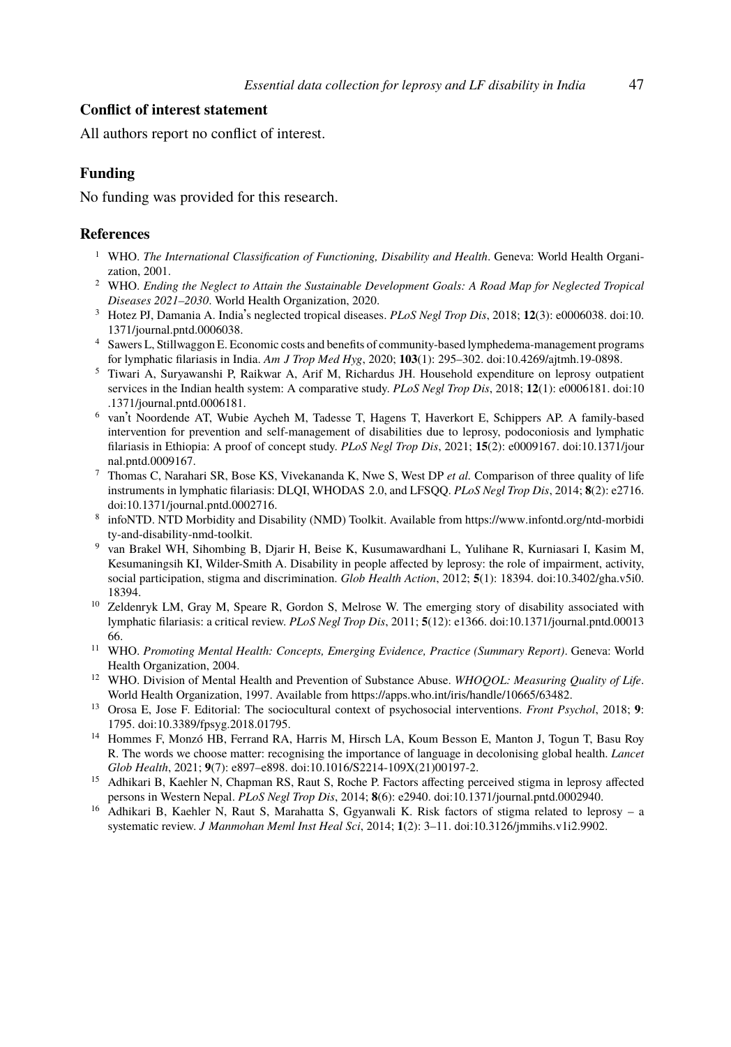## Conflict of interest statement

All authors report no conflict of interest.

## Funding

No funding was provided for this research.

## References

1. WHO. *The International Classification of Functioning, Disability and Health*. Geneva: World Health Organization, 2001.
2. WHO. *Ending the Neglect to Attain the Sustainable Development Goals: A Road Map for Neglected Tropical Diseases 2021–2030*. World Health Organization, 2020.
3. Hotez PJ, Damania A. India's neglected tropical diseases. *PLoS Negl Trop Dis*, 2018; **12**(3): e0006038. doi:10.1371/journal.pntd.0006038.
4. Sawers L, Stillwaggon E. Economic costs and benefits of community-based lymphedema-management programs for lymphatic filariasis in India. *Am J Trop Med Hyg*, 2020; **103**(1): 295–302. doi:10.4269/ajtmh.19-0898.
5. Tiwari A, Suryawanshi P, Raikwar A, Arif M, Richardus JH. Household expenditure on leprosy outpatient services in the Indian health system: A comparative study. *PLoS Negl Trop Dis*, 2018; **12**(1): e0006181. doi:10.1371/journal.pntd.0006181.
6. van't Noordende AT, Wubie Aycheh M, Tadesse T, Hagens T, Haverkort E, Schippers AP. A family-based intervention for prevention and self-management of disabilities due to leprosy, podoconiosis and lymphatic filariasis in Ethiopia: A proof of concept study. *PLoS Negl Trop Dis*, 2021; **15**(2): e0009167. doi:10.1371/journal.pntd.0009167.
7. Thomas C, Narahari SR, Bose KS, Vivekananda K, Nwe S, West DP *et al.* Comparison of three quality of life instruments in lymphatic filariasis: DLQI, WHODAS 2.0, and LFSQQ. *PLoS Negl Trop Dis*, 2014; **8**(2): e2716. doi:10.1371/journal.pntd.0002716.
8. infoNTD. NTD Morbidity and Disability (NMD) Toolkit. Available from https://www.infontd.org/ntd-morbidity-and-disability-nmd-toolkit.
9. van Brakel WH, Sihombing B, Djarir H, Beise K, Kusumawardhani L, Yulihane R, Kurniasari I, Kasim M, Kesumaningsih KI, Wilder-Smith A. Disability in people affected by leprosy: the role of impairment, activity, social participation, stigma and discrimination. *Glob Health Action*, 2012; **5**(1): 18394. doi:10.3402/gha.v5i0.18394.
10. Zeldenryk LM, Gray M, Speare R, Gordon S, Melrose W. The emerging story of disability associated with lymphatic filariasis: a critical review. *PLoS Negl Trop Dis*, 2011; **5**(12): e1366. doi:10.1371/journal.pntd.0001366.
11. WHO. *Promoting Mental Health: Concepts, Emerging Evidence, Practice (Summary Report)*. Geneva: World Health Organization, 2004.
12. WHO. Division of Mental Health and Prevention of Substance Abuse. *WHOQOL: Measuring Quality of Life*. World Health Organization, 1997. Available from https://apps.who.int/iris/handle/10665/63482.
13. Orosa E, Jose F. Editorial: The sociocultural context of psychosocial interventions. *Front Psychol*, 2018; **9**: 1795. doi:10.3389/fpsyg.2018.01795.
14. Hommes F, Monzó HB, Ferrand RA, Harris M, Hirsch LA, Koum Besson E, Manton J, Togun T, Basu Roy R. The words we choose matter: recognising the importance of language in decolonising global health. *Lancet Glob Health*, 2021; **9**(7): e897–e898. doi:10.1016/S2214-109X(21)00197-2.
15. Adhikari B, Kaehler N, Chapman RS, Raut S, Roche P. Factors affecting perceived stigma in leprosy affected persons in Western Nepal. *PLoS Negl Trop Dis*, 2014; **8**(6): e2940. doi:10.1371/journal.pntd.0002940.
16. Adhikari B, Kaehler N, Raut S, Marahatta S, Ggyanwali K. Risk factors of stigma related to leprosy – a systematic review. *J Manmohan Meml Inst Heal Sci*, 2014; **1**(2): 3–11. doi:10.3126/jmmihs.v1i2.9902.